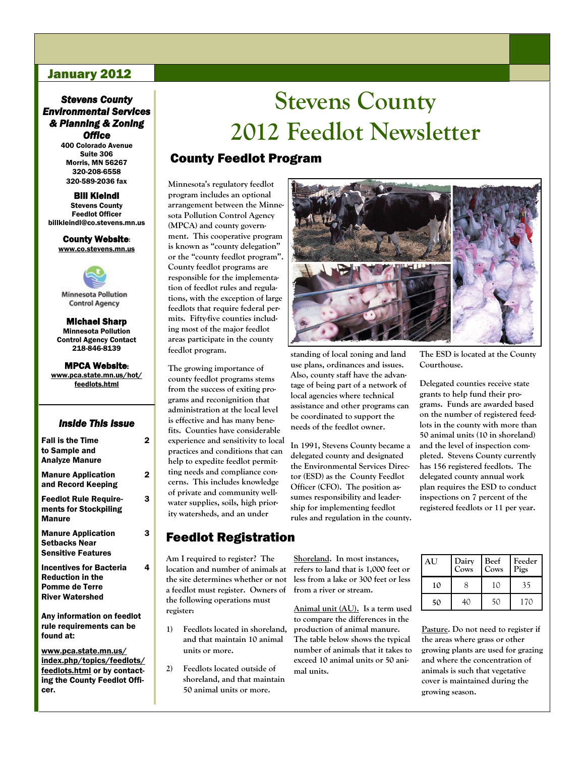January 2012

***Stevens County Environmental Services & Planning & Zoning Office***

**400 Colorado Avenue**
**Suite 306**
**Morris, MN 56267**
**320-208-6558**
**320-589-2036 fax**

**Bill Kleindl**
**Stevens County Feedlot Officer**
**billkleindl@co.stevens.mn.us**

**County Website:**
**www.co.stevens.mn.us**

Minnesota Pollution Control Agency

**Michael Sharp**
**Minnesota Pollution Control Agency Contact**
**218-846-8139**

**MPCA Website:**
**www.pca.state.mn.us/hot/feedlots.html**

***Inside This Issue***

| | |
|---|---|
| **Fall is the Time to Sample and Analyze Manure** | **2** |
| **Manure Application and Record Keeping** | **2** |
| **Feedlot Rule Requirements for Stockpiling Manure** | **3** |
| **Manure Application Setbacks Near Sensitive Features** | **3** |
| **Incentives for Bacteria Reduction in the Pomme de Terre River Watershed** | **4** |

**Any information on feedlot rule requirements can be found at:**

**www.pca.state.mn.us/index.php/topics/feedlots/feedlots.html or by contacting the County Feedlot Officer.**

# Stevens County 2012 Feedlot Newsletter

## County Feedlot Program

Minnesota's regulatory feedlot program includes an optional arrangement between the Minnesota Pollution Control Agency (MPCA) and county government. This cooperative program is known as "county delegation" or the "county feedlot program". County feedlot programs are responsible for the implementation of feedlot rules and regulations, with the exception of large feedlots that require federal permits. Fifty-five counties including most of the major feedlot areas participate in the county feedlot program.

The growing importance of county feedlot programs stems from the success of exiting programs and reconignition that administration at the local level is effective and has many benefits. Counties have considerable experience and sensitivity to local practices and conditions that can help to expedite feedlot permitting needs and compliance concerns. This includes knowledge of private and community well-water supplies, soils, high priority watersheds, and an under standing of local zoning and land use plans, ordinances and issues. Also, county staff have the advantage of being part of a network of local agencies where technical assistance and other programs can be coordinated to support the needs of the feedlot owner.

In 1991, Stevens County became a delegated county and designated the Environmental Services Director (ESD) as the County Feedlot Officer (CFO). The position assumes responsibility and leadership for implementing feedlot rules and regulation in the county. The ESD is located at the County Courthouse.

Delegated counties receive state grants to help fund their programs. Funds are awarded based on the number of registered feedlots in the county with more than 50 animal units (10 in shoreland) and the level of inspection completed. Stevens County currently has 156 registered feedlots. The delegated county annual work plan requires the ESD to conduct inspections on 7 percent of the registered feedlots or 11 per year.

## Feedlot Registration

Am I required to register? The location and number of animals at the site determines whether or not a feedlot must register. Owners of the following operations must register:

1) Feedlots located in shoreland, and that maintain 10 animal units or more.

2) Feedlots located outside of shoreland, and that maintain 50 animal units or more.

<u>Shoreland</u>. In most instances, refers to land that is 1,000 feet or less from a lake or 300 feet or less from a river or stream.

<u>Animal unit (AU).</u> Is a term used to compare the differences in the production of animal manure. The table below shows the typical number of animals that it takes to exceed 10 animal units or 50 animal units.

| AU | Dairy Cows | Beef Cows | Feeder Pigs |
|---|---|---|---|
| 10 | 8 | 10 | 35 |
| 50 | 40 | 50 | 170 |

<u>Pasture</u>. Do not need to register if the areas where grass or other growing plants are used for grazing and where the concentration of animals is such that vegetative cover is maintained during the growing season.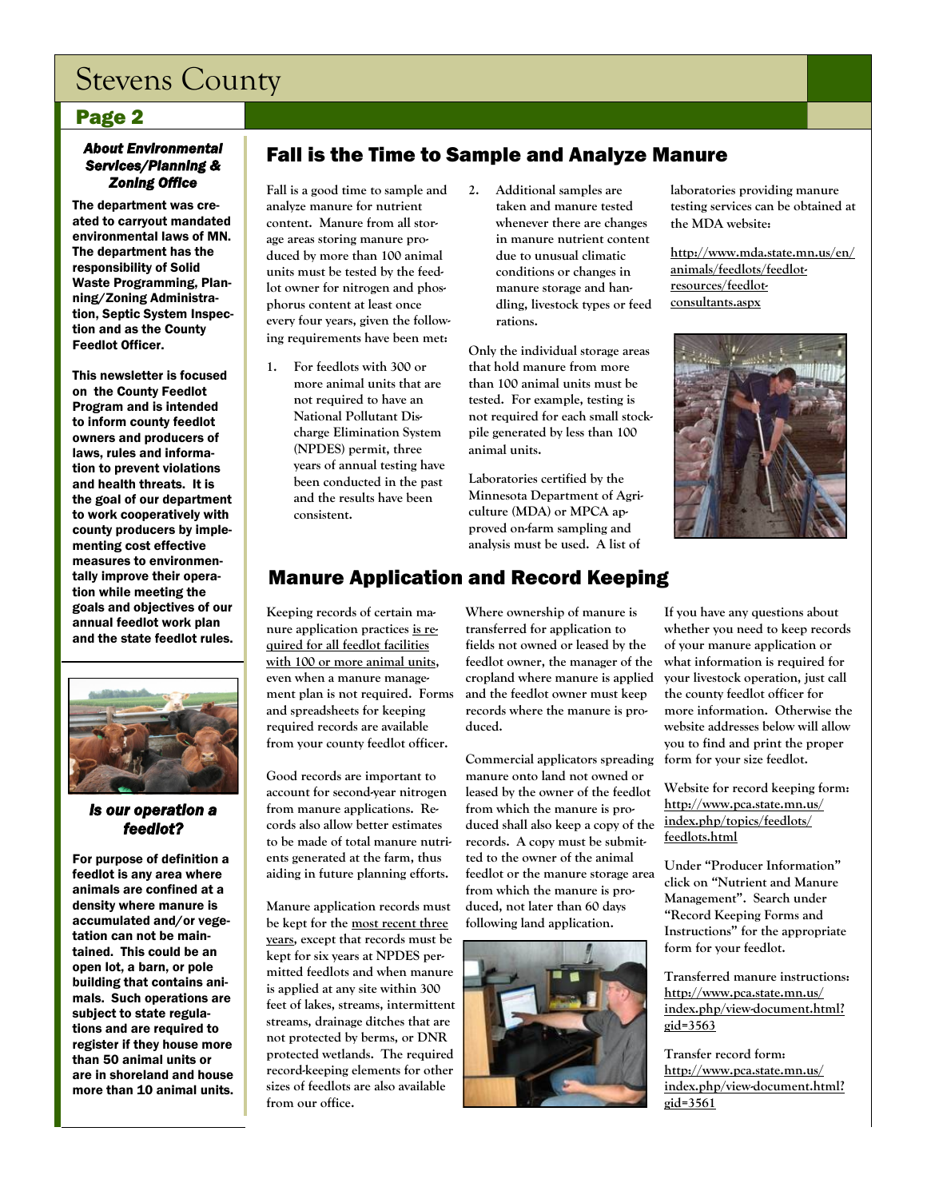## About Environmental Services/Planning & Zoning Office

**The department was created to carryout mandated environmental laws of MN. The department has the responsibility of Solid Waste Programming, Planning/Zoning Administration, Septic System Inspection and as the County Feedlot Officer.**

**This newsletter is focused on the County Feedlot Program and is intended to inform county feedlot owners and producers of laws, rules and information to prevent violations and health threats. It is the goal of our department to work cooperatively with county producers by implementing cost effective measures to environmentally improve their operation while meeting the goals and objectives of our annual feedlot work plan and the state feedlot rules.**

## Is our operation a feedlot?

**For purpose of definition a feedlot is any area where animals are confined at a density where manure is accumulated and/or vegetation can not be maintained. This could be an open lot, a barn, or pole building that contains animals. Such operations are subject to state regulations and are required to register if they house more than 50 animal units or are in shoreland and house more than 10 animal units.**

# Fall is the Time to Sample and Analyze Manure

Fall is a good time to sample and analyze manure for nutrient content. Manure from all storage areas storing manure produced by more than 100 animal units must be tested by the feedlot owner for nitrogen and phosphorus content at least once every four years, given the following requirements have been met:

1. For feedlots with 300 or more animal units that are not required to have an National Pollutant Discharge Elimination System (NPDES) permit, three years of annual testing have been conducted in the past and the results have been consistent.
2. Additional samples are taken and manure tested whenever there are changes in manure nutrient content due to unusual climatic conditions or changes in manure storage and handling, livestock types or feed rations.

Only the individual storage areas that hold manure from more than 100 animal units must be tested. For example, testing is not required for each small stockpile generated by less than 100 animal units.

Laboratories certified by the Minnesota Department of Agriculture (MDA) or MPCA approved on-farm sampling and analysis must be used. A list of laboratories providing manure testing services can be obtained at the MDA website:

http://www.mda.state.mn.us/en/animals/feedlots/feedlot-resources/feedlot-consultants.aspx

# Manure Application and Record Keeping

Keeping records of certain manure application practices is required for all feedlot facilities with 100 or more animal units, even when a manure management plan is not required. Forms and spreadsheets for keeping required records are available from your county feedlot officer.

Good records are important to account for second-year nitrogen from manure applications. Records also allow better estimates to be made of total manure nutrients generated at the farm, thus aiding in future planning efforts.

Manure application records must be kept for the most recent three years, except that records must be kept for six years at NPDES permitted feedlots and when manure is applied at any site within 300 feet of lakes, streams, intermittent streams, drainage ditches that are not protected by berms, or DNR protected wetlands. The required record-keeping elements for other sizes of feedlots are also available from our office.

Where ownership of manure is transferred for application to fields not owned or leased by the feedlot owner, the manager of the cropland where manure is applied and the feedlot owner must keep records where the manure is produced.

Commercial applicators spreading manure onto land not owned or leased by the owner of the feedlot from which the manure is produced shall also keep a copy of the records. A copy must be submitted to the owner of the animal feedlot or the manure storage area from which the manure is produced, not later than 60 days following land application.

If you have any questions about whether you need to keep records of your manure application or what information is required for your livestock operation, just call the county feedlot officer for more information. Otherwise the website addresses below will allow you to find and print the proper form for your size feedlot.

Website for record keeping form:
http://www.pca.state.mn.us/index.php/topics/feedlots/feedlots.html

Under "Producer Information" click on "Nutrient and Manure Management". Search under "Record Keeping Forms and Instructions" for the appropriate form for your feedlot.

Transferred manure instructions:
http://www.pca.state.mn.us/index.php/view-document.html?gid=3563

Transfer record form:
http://www.pca.state.mn.us/index.php/view-document.html?gid=3561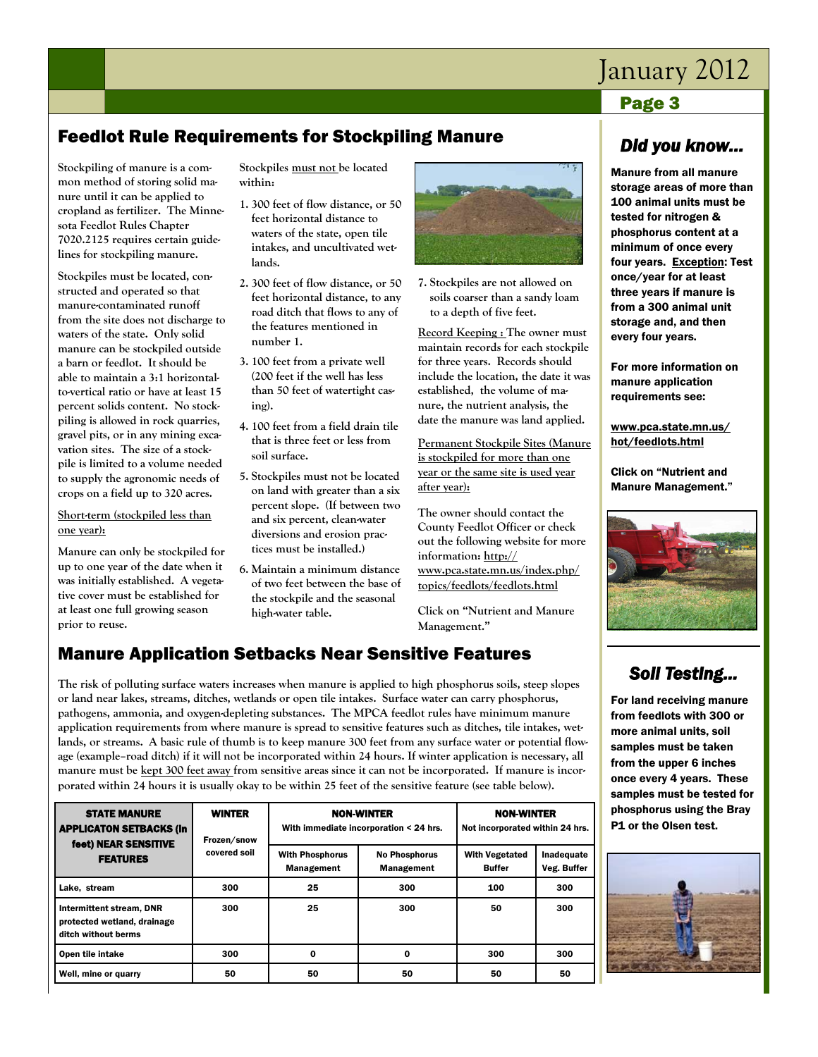## Feedlot Rule Requirements for Stockpiling Manure

Stockpiling of manure is a common method of storing solid manure until it can be applied to cropland as fertilizer. The Minnesota Feedlot Rules Chapter 7020.2125 requires certain guidelines for stockpiling manure.

Stockpiles must be located, constructed and operated so that manure-contaminated runoff from the site does not discharge to waters of the state. Only solid manure can be stockpiled outside a barn or feedlot. It should be able to maintain a 3:1 horizontal-to-vertical ratio or have at least 15 percent solids content. No stockpiling is allowed in rock quarries, gravel pits, or in any mining excavation sites. The size of a stockpile is limited to a volume needed to supply the agronomic needs of crops on a field up to 320 acres.

Short-term (stockpiled less than one year):

Manure can only be stockpiled for up to one year of the date when it was initially established. A vegetative cover must be established for at least one full growing season prior to reuse.

Stockpiles must not be located within:

1. 300 feet of flow distance, or 50 feet horizontal distance to waters of the state, open tile intakes, and uncultivated wetlands.
2. 300 feet of flow distance, or 50 feet horizontal distance, to any road ditch that flows to any of the features mentioned in number 1.
3. 100 feet from a private well (200 feet if the well has less than 50 feet of watertight casing).
4. 100 feet from a field drain tile that is three feet or less from soil surface.
5. Stockpiles must not be located on land with greater than a six percent slope. (If between two and six percent, clean-water diversions and erosion practices must be installed.)
6. Maintain a minimum distance of two feet between the base of the stockpile and the seasonal high-water table.
7. Stockpiles are not allowed on soils coarser than a sandy loam to a depth of five feet.

Record Keeping : The owner must maintain records for each stockpile for three years. Records should include the location, the date it was established, the volume of manure, the nutrient analysis, the date the manure was land applied.

Permanent Stockpile Sites (Manure is stockpiled for more than one year or the same site is used year after year):

The owner should contact the County Feedlot Officer or check out the following website for more information: http://www.pca.state.mn.us/index.php/topics/feedlots/feedlots.html

Click on "Nutrient and Manure Management."

## Manure Application Setbacks Near Sensitive Features

The risk of polluting surface waters increases when manure is applied to high phosphorus soils, steep slopes or land near lakes, streams, ditches, wetlands or open tile intakes. Surface water can carry phosphorus, pathogens, ammonia, and oxygen-depleting substances. The MPCA feedlot rules have minimum manure application requirements from where manure is spread to sensitive features such as ditches, tile intakes, wetlands, or streams. A basic rule of thumb is to keep manure 300 feet from any surface water or potential flowage (example–road ditch) if it will not be incorporated within 24 hours. If winter application is necessary, all manure must be kept 300 feet away from sensitive areas since it can not be incorporated. If manure is incorporated within 24 hours it is usually okay to be within 25 feet of the sensitive feature (see table below).

| STATE MANURE APPLICATON SETBACKS (In feet) NEAR SENSITIVE FEATURES | WINTER Frozen/snow covered soil | NON-WINTER With immediate incorporation < 24 hrs. | | NON-WINTER Not incorporated within 24 hrs. | |
|---|---|---|---|---|---|
| | | With Phosphorus Management | No Phosphorus Management | With Vegetated Buffer | Inadequate Veg. Buffer |
| Lake, stream | 300 | 25 | 300 | 100 | 300 |
| Intermittent stream, DNR protected wetland, drainage ditch without berms | 300 | 25 | 300 | 50 | 300 |
| Open tile intake | 300 | 0 | 0 | 300 | 300 |
| Well, mine or quarry | 50 | 50 | 50 | 50 | 50 |

### *Did you know...*

**Manure from all manure storage areas of more than 100 animal units must be tested for nitrogen & phosphorus content at a minimum of once every four years. Exception: Test once/year for at least three years if manure is from a 300 animal unit storage and, and then every four years.**

**For more information on manure application requirements see:**

**www.pca.state.mn.us/hot/feedlots.html**

**Click on "Nutrient and Manure Management."**

### *Soil Testing...*

**For land receiving manure from feedlots with 300 or more animal units, soil samples must be taken from the upper 6 inches once every 4 years. These samples must be tested for phosphorus using the Bray P1 or the Olsen test.**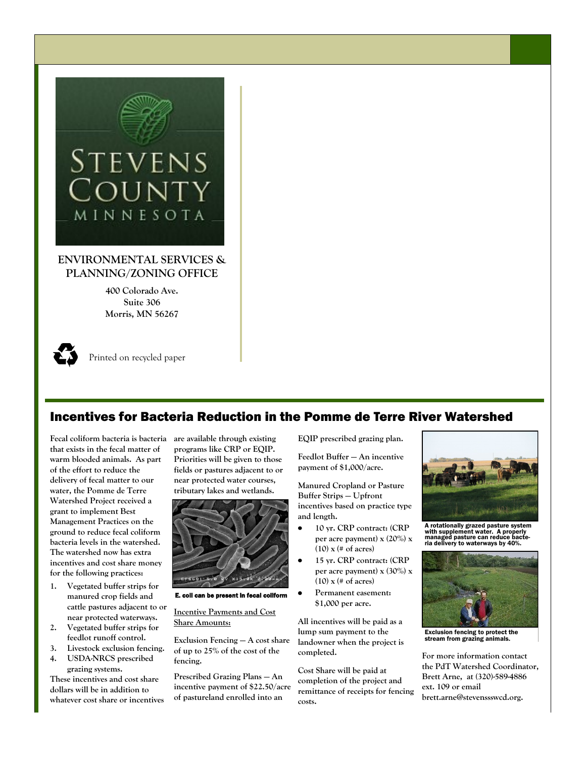**ENVIRONMENTAL SERVICES & PLANNING/ZONING OFFICE**

**400 Colorado Ave.**
**Suite 306**
**Morris, MN 56267**

Printed on recycled paper

# Incentives for Bacteria Reduction in the Pomme de Terre River Watershed

**Fecal coliform bacteria is bacteria that exists in the fecal matter of warm blooded animals. As part of the effort to reduce the delivery of fecal matter to our water, the Pomme de Terre Watershed Project received a grant to implement Best Management Practices on the ground to reduce fecal coliform bacteria levels in the watershed. The watershed now has extra incentives and cost share money for the following practices:**

1. **Vegetated buffer strips for manured crop fields and cattle pastures adjacent to or near protected waterways.**
2. **Vegetated buffer strips for feedlot runoff control.**
3. **Livestock exclusion fencing.**
4. **USDA-NRCS prescribed grazing systems.**

**These incentives and cost share dollars will be in addition to whatever cost share or incentives are available through existing programs like CRP or EQIP. Priorities will be given to those fields or pastures adjacent to or near protected water courses, tributary lakes and wetlands.**

E. coli can be present in fecal coliform

**Incentive Payments and Cost Share Amounts:**

**Exclusion Fencing — A cost share of up to 25% of the cost of the fencing.**

**Prescribed Grazing Plans — An incentive payment of $22.50/acre of pastureland enrolled into an EQIP prescribed grazing plan.**

**Feedlot Buffer — An incentive payment of $1,000/acre.**

**Manured Cropland or Pasture Buffer Strips — Upfront incentives based on practice type and length.**

- **10 yr. CRP contract: (CRP per acre payment) x (20%) x (10) x (# of acres)**
- **15 yr. CRP contract: (CRP per acre payment) x (30%) x (10) x (# of acres)**
- **Permanent easement: $1,000 per acre.**

**All incentives will be paid as a lump sum payment to the landowner when the project is completed.**

**Cost Share will be paid at completion of the project and remittance of receipts for fencing costs.**

A rotationally grazed pasture system with supplement water. A properly managed pasture can reduce bacteria delivery to waterways by 40%.

Exclusion fencing to protect the stream from grazing animals.

**For more information contact the PdT Watershed Coordinator, Brett Arne, at (320)-589-4886 ext. 109 or email brett.arne@stevensswcd.org.**